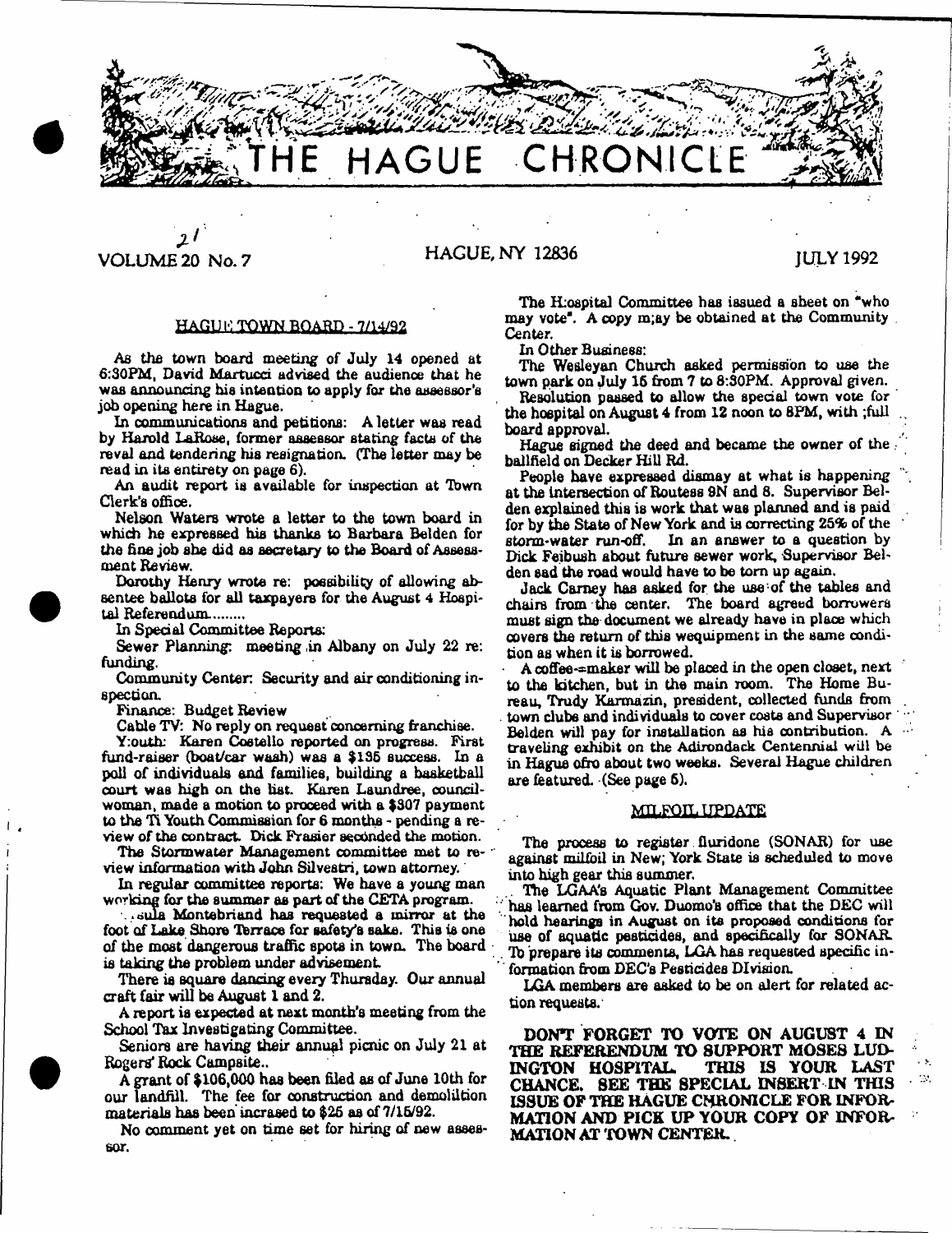# THE HAGUE CHRONICLE

VOLUME 20 No. 7 HAGUE, NY 12836 JULY 1992

## HAGUE TOWN BOARD - 7/14/92

As the town board meeting of July 14 opened at 6:30PM, David Martucci advised the audience that he was announcing his intention to apply for the assessor's job opening here in Hague.

In communications and petitions: A letter was read by Harold LaRose, former assessor stating facts of the reval and tendering his resignation. (The letter may be read in its entirety on page 6).

An audit report is available for inspection at Town Clerk's office.

Nelson Waters wrote a letter to the town board in which he expressed his thanks to Barbara Belden for the fine job she did as secretary to the Board of Assessment Review.

Dorothy Henry wrote re: possibility of allowing absentee ballots for all taxpayers for the August 4 Hospital Referendum........

In Special Committee Reports:

Sewer Planning: meeting in Albany on July 22 re: funding.

Community Center: Security and air conditioning inspection.

Finance: Budget Review

Cable TV: No reply on request concerning franchise.

Youth: Karen Costello reported on progress. First fund-raiser (boat/car wash) was a $135 success. In a poll of individuals and families, building a basketball court was high on the list. Karen Laundree, councilwoman, made a motion to proceed with a $307 payment to the Ti Youth Commission for 6 months - pending a review of the contract. Dick Frasier seconded the motion.

The Stormwater Management committee met to review information with John Silvestri, town attorney.

In regular committee reports: We have a young man working for the summer as part of the CETA program.

...sula Montebriand has requested a mirror at the foot of Lake Shore Terrace for safety's sake. This is one of the most dangerous traffic spots in town. The board is taking the problem under advisement.

There is square dancing every Thursday. Our annual craft fair will be August 1 and 2.

A report is expected at next month's meeting from the School Tax Investigating Committee.

Seniors are having their annual picnic on July 21 at Rogers' Rock Campsite..

A grant of $106,000 has been filed as of June 10th for our landfill. The fee for construction and demolition materials has been incrased to $25 as of 7/15/92.

No comment yet on time set for hiring of new assessor.

The Hospital Committee has issued a sheet on "who may vote". A copy may be obtained at the Community Center.

In Other Business:

The Wesleyan Church asked permission to use the town park on July 16 from 7 to 8:30PM. Approval given.

Resolution passed to allow the special town vote for the hospital on August 4 from 12 noon to 8PM, with full board approval.

Hague signed the deed and became the owner of the ballfield on Decker Hill Rd.

People have expressed dismay at what is happening at the intersection of Routess 9N and 8. Supervisor Belden explained this is work that was planned and is paid for by the State of New York and is correcting 25% of the storm-water run-off. In an answer to a question by Dick Feibush about future sewer work, Supervisor Belden sad the road would have to be torn up again.

Jack Carney has asked for the use of the tables and chairs from the center. The board agreed borrowers must sign the document we already have in place which covers the return of this wequipment in the same condition as when it is borrowed.

A coffee-maker will be placed in the open closet, next to the kitchen, but in the main room. The Home Bureau, Trudy Karmazin, president, collected funds from town clubs and individuals to cover costs and Supervisor Belden will pay for installation as his contribution. A traveling exhibit on the Adirondack Centennial will be in Hague ofro about two weeks. Several Hague children are featured. (See page 5).

## MILFOIL UPDATE

The process to register fluridone (SONAR) for use against milfoil in New; York State is scheduled to move into high gear this summer.

The LGAA's Aquatic Plant Management Committee has learned from Gov. Cuomo's office that the DEC will hold hearings in August on its proposed conditions for use of aquatic pesticides, and specifically for SONAR. To prepare its comments, LGA has requested specific information from DEC's Pesticides Division.

LGA members are asked to be on alert for related action requests.

**DON'T FORGET TO VOTE ON AUGUST 4 IN THE REFERENDUM TO SUPPORT MOSES LUDINGTON HOSPITAL. THIS IS YOUR LAST CHANCE. SEE THE SPECIAL INSERT IN THIS ISSUE OF THE HAGUE CHRONICLE FOR INFORMATION AND PICK UP YOUR COPY OF INFORMATION AT TOWN CENTER.**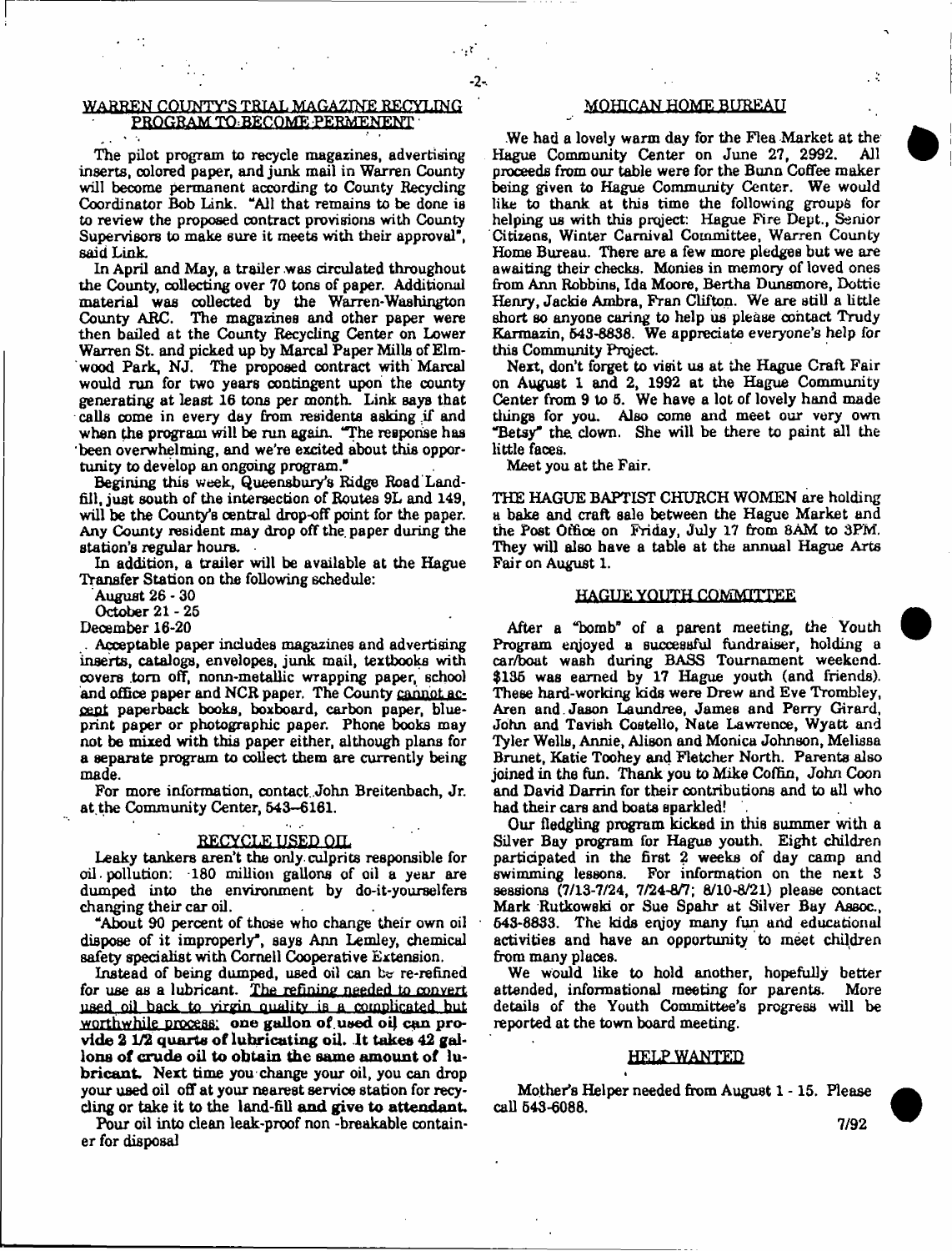## WARREN COUNTY'S TRIAL MAGAZINE RECYCLING PROGRAM TO BECOME PERMENENT

The pilot program to recycle magazines, advertising inserts, colored paper, and junk mail in Warren County will become permanent according to County Recycling Coordinator Bob Link. "All that remains to be done is to review the proposed contract provisions with County Supervisors to make sure it meets with their approval", said Link.

In April and May, a trailer was circulated throughout the County, collecting over 70 tons of paper. Additional material was collected by the Warren-Washington County ARC. The magazines and other paper were then bailed at the County Recycling Center on Lower Warren St. and picked up by Marcal Paper Mills of Elmwood Park, NJ. The proposed contract with Marcal would run for two years contingent upon the county generating at least 16 tons per month. Link says that calls come in every day from residents asking if and when the program will be run again. "The response has been overwhelming, and we're excited about this opportunity to develop an ongoing program."

Begining this week, Queensbury's Ridge Road Landfill, just south of the intersection of Routes 9L and 149, will be the County's central drop-off point for the paper. Any County resident may drop off the paper during the station's regular hours.

In addition, a trailer will be available at the Hague Transfer Station on the following schedule:

August 26 - 30
October 21 - 25
December 16-20

Acceptable paper includes magazines and advertising inserts, catalogs, envelopes, junk mail, textbooks with covers torn off, nonn-metallic wrapping paper, school and office paper and NCR paper. The County <u>cannot accept</u> paperback books, boxboard, carbon paper, blueprint paper or photographic paper. Phone books may not be mixed with this paper either, although plans for a separate program to collect them are currently being made.

For more information, contact John Breitenbach, Jr. at the Community Center, 543--6161.

## RECYCLE USED OIL

Leaky tankers aren't the only culprits responsible for oil pollution: 180 million gallons of oil a year are dumped into the environment by do-it-yourselfers changing their car oil.

"About 90 percent of those who change their own oil dispose of it improperly", says Ann Lemley, chemical safety specialist with Cornell Cooperative Extension.

Instead of being dumped, used oil can be re-refined for use as a lubricant. <u>The refining needed to convert used oil back to virgin quality is a complicated but worthwhile process:</u> **one gallon of used oil can provide 2 1/2 quarts of lubricating oil. It takes 42 gallons of crude oil to obtain the same amount of lubricant.** Next time you change your oil, you can drop your used oil off at your nearest service station for recycling or take it to the land-fill **and give to attendant.**

Pour oil into clean leak-proof non -breakable container for disposal

## MOHICAN HOME BUREAU

We had a lovely warm day for the Flea Market at the Hague Community Center on June 27, 2992. All proceeds from our table were for the Bunn Coffee maker being given to Hague Community Center. We would like to thank at this time the following groups for helping us with this project: Hague Fire Dept., Senior Citizens, Winter Carnival Committee, Warren County Home Bureau. There are a few more pledges but we are awaiting their checks. Monies in memory of loved ones from Ann Robbins, Ida Moore, Bertha Dunsmore, Dottie Henry, Jackie Ambra, Fran Clifton. We are still a little short so anyone caring to help us please contact Trudy Karmazin, 543-8838. We appreciate everyone's help for this Community Project.

Next, don't forget to visit us at the Hague Craft Fair on August 1 and 2, 1992 at the Hague Community Center from 9 to 5. We have a lot of lovely hand made things for you. Also come and meet our very own "Betsy" the clown. She will be there to paint all the little faces.

Meet you at the Fair.

THE HAGUE BAPTIST CHURCH WOMEN are holding a bake and craft sale between the Hague Market and the Post Office on Friday, July 17 from 8AM to 3PM. They will also have a table at the annual Hague Arts Fair on August 1.

## HAGUE YOUTH COMMITTEE

After a "bomb" of a parent meeting, the Youth Program enjoyed a successful fundraiser, holding a car/boat wash during BASS Tournament weekend. $135 was earned by 17 Hague youth (and friends). These hard-working kids were Drew and Eve Trombley, Aren and Jason Laundree, James and Perry Girard, John and Tavish Costello, Nate Lawrence, Wyatt and Tyler Wells, Annie, Alison and Monica Johnson, Melissa Brunet, Katie Toohey and Fletcher North. Parents also joined in the fun. Thank you to Mike Coffin, John Coon and David Darrin for their contributions and to all who had their cars and boats sparkled!

Our fledgling program kicked in this summer with a Silver Bay program for Hague youth. Eight children participated in the first 2 weeks of day camp and swimming lessons. For information on the next 3 sessions (7/13-7/24, 7/24-8/7; 8/10-8/21) please contact Mark Rutkowski or Sue Spahr at Silver Bay Assoc., 543-8833. The kids enjoy many fun and educational activities and have an opportunity to meet children from many places.

We would like to hold another, hopefully better attended, informational meeting for parents. More details of the Youth Committee's progress will be reported at the town board meeting.

## HELP WANTED

Mother's Helper needed from August 1 - 15. Please call 543-6088.

7/92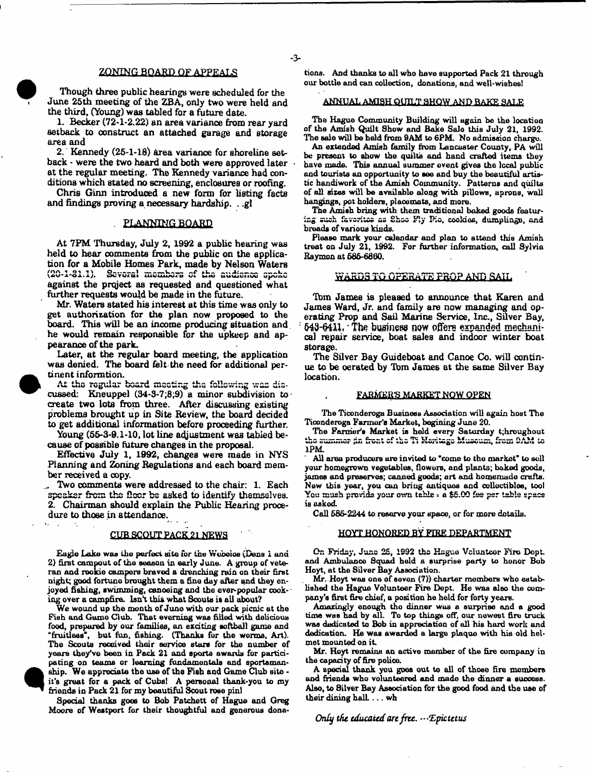## ZONING BOARD OF APPEALS

Though three public hearings were scheduled for the June 25th meeting of the ZBA, only two were held and the third, (Young) was tabled for a future date.

1. Becker (72-1-2.22) an area variance from rear yard setback to construct an attached garage and storage area and

2. Kennedy (25-1-18) area variance for shoreline setback - were the two heard and both were approved later at the regular meeting. The Kennedy variance had conditions which stated no screening, enclosures or roofing.

Chris Ginn introduced a new form for listing facts and findings proving a necessary hardship. . .gl

## PLANNING BOARD

At 7PM Thursday, July 2, 1992 a public hearing was held to hear comments from the public on the application for a Mobile Homes Park, made by Nelson Waters (20-1-31.1). Several members of the audience spoke against the project as requested and questioned what further requests would be made in the future.

Mr. Waters stated his interest at this time was only to get authorization for the plan now proposed to the board. This will be an income producing situation and he would remain responsible for the upkeep and appearance of the park.

Later, at the regular board meeting, the application was denied. The board felt the need for additional pertinent informtion.

At the regular board meeting the following was discussed: Kneuppel (34-3-7;8;9) a minor subdivision to create two lots from three. After discussing existing problems brought up in Site Review, the board decided to get additional information before proceeding further.

Young (55-3-9.1-10, lot line adjustment was tabled because of possible future changes in the proposal.

Effective July 1, 1992, changes were made in NYS Planning and Zoning Regulations and each board member received a copy.

Two comments were addressed to the chair: 1. Each speaker from the floor be asked to identify themselves. 2. Chairman should explain the Public Hearing procedure to those in attendance.

## CUB SCOUT PACK 21 NEWS

Eagle Lake was the perfect site for the Webelos (Dens 1 and 2) first campout of the season in early June. A group of veteran and rookie campers braved a drenching rain on their first night; good fortune brought them a fine day after and they enjoyed fishing, swimming, canoeing and the ever-popular cooking over a campfire. Isn't this what Scouts is all about?

We wound up the month of June with our pack picnic at the Fish and Game Club. That evening was filled with delicious food, prepared by our families, an exciting softball game and "fruitless", but fun, fishing. (Thanks for the worms, Art). The Scouts received their service stars for the number of years they've been in Pack 21 and sports awards for participating on teams or learning fundamentals and sportsmanship. We appreciate the use of the Fish and Game Club site - it's great for a pack of Cubs! A personal thank-you to my friends in Pack 21 for my beautiful Scout rose pin!

Special thanks goes to Bob Patchett of Hague and Greg Moore of Westport for their thoughtful and generous donations. And thanks to all who have supported Pack 21 through our bottle and can collection, donations, and well-wishes!

## ANNUAL AMISH QUILT SHOW AND BAKE SALE

The Hague Community Building will again be the location of the Amish Quilt Show and Bake Sale this July 21, 1992. The sale will be held from 9AM to 6PM. No admission charge.

An extended Amish family from Lancaster County, PA will be present to show the quilts and hand crafted items they have made. This annual summer event gives the local public and tourists an opportunity to see and buy the beautiful artistic handiwork of the Amish Community. Patterns and quilts of all sizes will be available along with pillows, aprons, wall hangings, pot holders, placemats, and more.

The Amish bring with them traditional baked goods featuring such favorites as Shoo Fly Pie, cookies, dumplings, and breads of various kinds.

Please mark your calendar and plan to attend this Amish treat on July 21, 1992. For further information, call Sylvia Raymon at 585-6860.

## WARDS TO OPERATE PROP AND SAIL

Tom James is pleased to announce that Karen and James Ward, Jr. and family are now managing and operating Prop and Sail Marine Service, Inc., Silver Bay, 543-6411. The business now offers expanded mechanical repair service, boat sales and indoor winter boat storage.

The Silver Bay Guideboat and Canoe Co. will continue to be oerated by Tom James at the same Silver Bay location.

## FARMER'S MARKET NOW OPEN

The Ticonderoga Business Association will again host The Ticonderoga Farmer's Market, begining June 20.

The Farmer's Market is held every Saturday throughout the summer in front of the Ti Heritage Museum, from 9AM to 1PM.

All area producers are invited to "come to the market" to sell your homegrown vegetables, flowers, and plants; baked goods, james and preserves; canned goods; art and homemade crafts. New this year, you can bring antiques and collectibles, too! You must provide your own table - a $5.00 fee per table space is asked.

Call 585-2244 to reserve your space, or for more details.

## HOYT HONORED BY FIRE DEPARTMENT

On Friday, June 25, 1992 the Hague Volunteer Fire Dept. and Ambulance Squad held a surprise party to honor Bob Hoyt, at the Silver Bay Association.

Mr. Hoyt was one of seven (7)) charter members who established the Hague Volunteer Fire Dept. He was also the company's first fire chief, a position he held for forty years.

Amazingly enough the dinner was a surprise and a good time was had by all. To top things off, our newest fire truck was dedicated to Bob in appreciation of all his hard work and dedication. He was awarded a large plaque with his old helmet mounted on it.

Mr. Hoyt remains an active member of the fire company in the capacity of fire police.

A special thank you goes out to all of those fire members and friends who volunteered and made the dinner a success. Also, to Silver Bay Association for the good food and the use of their dining hall. . . . wh

*Only the educated are free. ---Epictetus*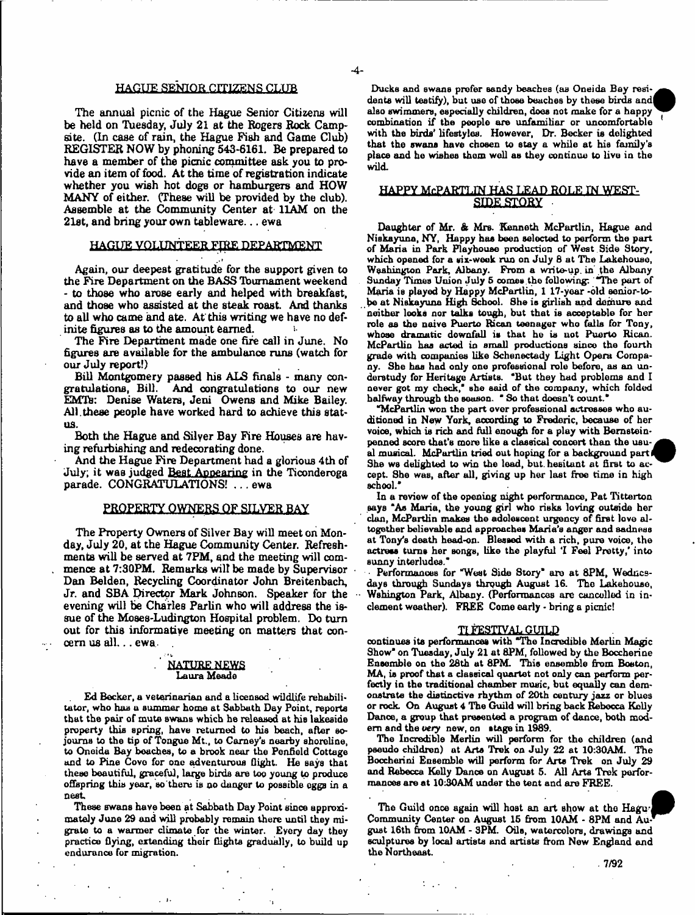## HAGUE SENIOR CITIZENS CLUB

The annual picnic of the Hague Senior Citizens will be held on Tuesday, July 21 at the Rogers Rock Campsite. (In case of rain, the Hague Fish and Game Club) REGISTER NOW by phoning 543-6161. Be prepared to have a member of the picnic committee ask you to provide an item of food. At the time of registration indicate whether you wish hot dogs or hamburgers and HOW MANY of either. (These will be provided by the club). Assemble at the Community Center at 11AM on the 21st, and bring your own tableware... ewa

## HAGUE VOLUNTEER FIRE DEPARTMENT

Again, our deepest gratitude for the support given to the Fire Department on the BASS Tournament weekend - to those who arose early and helped with breakfast, and those who assisted at the steak roast. And thanks to all who came and ate. At this writing we have no definite figures as to the amount earned.

The Fire Department made one fire call in June. No figures are available for the ambulance runs (watch for our July report!)

Bill Montgomery passed his ALS finals - many congratulations, Bill. And congratulations to our new EMTs: Denise Waters, Jeni Owens and Mike Bailey. All these people have worked hard to achieve this status.

Both the Hague and Silver Bay Fire Houses are having refurbishing and redecorating done.

And the Hague Fire Department had a glorious 4th of July; it was judged Best Appearing in the Ticonderoga parade. CONGRATULATIONS! ... ewa

## PROPERTY OWNERS OF SILVER BAY

The Property Owners of Silver Bay will meet on Monday, July 20, at the Hague Community Center. Refreshments will be served at 7PM, and the meeting will commence at 7:30PM. Remarks will be made by Supervisor Dan Belden, Recycling Coordinator John Breitenbach, Jr. and SBA Director Mark Johnson. Speaker for the evening will be Charles Parlin who will address the issue of the Moses-Ludington Hospital problem. Do turn out for this informative meeting on matters that concern us all... ewa

## NATURE NEWS
Laura Meade

Ed Becker, a veterinarian and a licensed wildlife rehabilitator, who has a summer home at Sabbath Day Point, reports that the pair of mute swans which he released at his lakeside property this spring, have returned to his beach, after sojourns to the tip of Tongue Mt., to Carney's nearby shoreline, to Oneida Bay beaches, to a brook near the Penfield Cottage and to Pine Cove for one adventurous flight. He says that these beautiful, graceful, large birds are too young to produce offspring this year, so there is no danger to possible eggs in a nest.

These swans have been at Sabbath Day Point since approximately June 29 and will probably remain there until they migrate to a warmer climate for the winter. Every day they practice flying, extending their flights gradually, to build up endurance for migration.

Ducks and swans prefer sandy beaches (as Oneida Bay residents will testify), but use of those beaches by these birds and also swimmers, especially children, does not make for a happy combination if the people are unfamiliar or uncomfortable with the birds' lifestyles. However, Dr. Becker is delighted that the swans have chosen to stay a while at his family's place and he wishes them well as they continue to live in the wild.

## HAPPY McPARTLIN HAS LEAD ROLE IN WEST-SIDE STORY

Daughter of Mr. & Mrs. Kenneth McPartlin, Hague and Niskayuna, NY, Happy has been selected to perform the part of Maria in Park Playhouse production of West Side Story, which opened for a six-week run on July 8 at The Lakehouse, Washington Park, Albany. From a write-up in the Albany Sunday Times Union July 5 comes the following: "The part of Maria is played by Happy McPartlin, 1 17-year -old senior-to-be at Niskayuna High School. She is girlish and demure and neither looks nor talks tough, but that is acceptable for her role as the naive Puerto Rican teenager who falls for Tony, whose dramatic downfall is that he is not Puerto Rican. McPartlin has acted in small productions since the fourth grade with companies like Schenectady Light Opera Company. She has had only one professional role before, as an understudy for Heritage Artists. "But they had problems and I never got my check," she said of the company, which folded halfway through the season. " So that doesn't count."

"McPartlin won the part over professional actresses who auditioned in New York, according to Frederic, because of her voice, which is rich and full enough for a play with Bernstein-penned score that's more like a classical concert than the usual musical. McPartlin tried out hoping for a background part. She was delighted to win the lead, but hesitant at first to accept. She was, after all, giving up her last free time in high school."

In a review of the opening night performance, Pat Titterton says "As Maria, the young girl who risks loving outside her clan, McPartlin makes the adolescent urgency of first love altogether believable and approaches Maria's anger and sadness at Tony's death head-on. Blessed with a rich, pure voice, the actress turns her songs, like the playful 'I Feel Pretty,' into sunny interludes."

Performances for "West Side Story" are at 8PM, Wednesdays through Sundays through August 16. The Lakehouse, Washington Park, Albany. (Performances are cancelled in inclement weather). FREE Come early - bring a picnic!

## TI FESTIVAL GUILD

continues its performances with "The Incredible Merlin Magic Show" on Tuesday, July 21 at 8PM, followed by the Boccherine Ensemble on the 28th at 8PM. This ensemble from Boston, MA, is proof that a classical quartet not only can perform perfectly in the traditional chamber music, but equally can demonstrate the distinctive rhythm of 20th century jazz or blues or rock. On August 4 The Guild will bring back Rebecca Kelly Dance, a group that presented a program of dance, both modern and the *very* new, on stage in 1989.

The Incredible Merlin will perform for the children (and pseudo children) at Arts Trek on July 22 at 10:30AM. The Boccherini Ensemble will perform for Arts Trek on July 29 and Rebecca Kelly Dance on August 5. All Arts Trek performances are at 10:30AM under the tent and are FREE.

The Guild once again will host an art show at the Hague Community Center on August 15 from 10AM - 8PM and August 16th from 10AM - 3PM. Oils, watercolors, drawings and sculptures by local artists and artists from New England and the Northeast.

7/92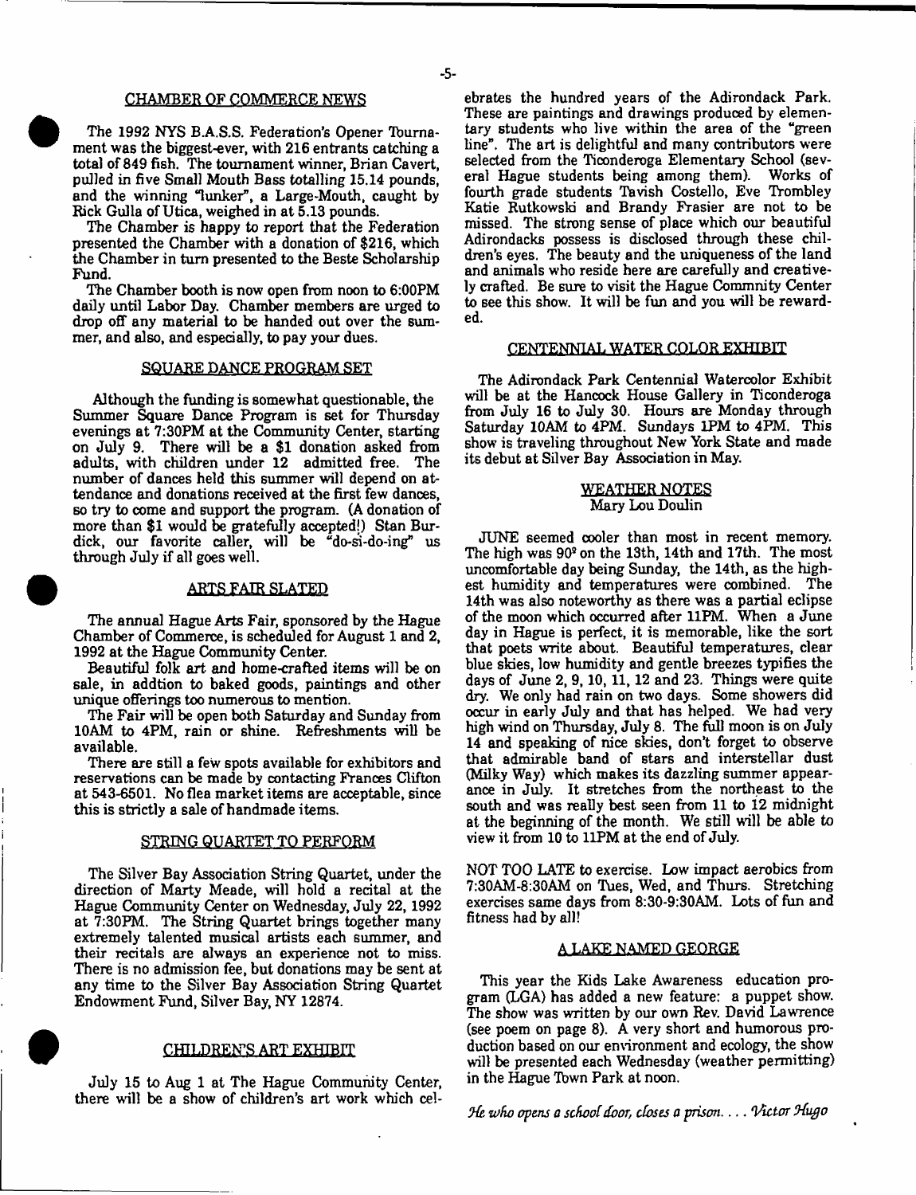## CHAMBER OF COMMERCE NEWS

The 1992 NYS B.A.S.S. Federation's Opener Tournament was the biggest-ever, with 216 entrants catching a total of 849 fish. The tournament winner, Brian Cavert, pulled in five Small Mouth Bass totalling 15.14 pounds, and the winning "lunker", a Large-Mouth, caught by Rick Gulla of Utica, weighed in at 5.13 pounds.

The Chamber is happy to report that the Federation presented the Chamber with a donation of $216, which the Chamber in turn presented to the Beste Scholarship Fund.

The Chamber booth is now open from noon to 6:00PM daily until Labor Day. Chamber members are urged to drop off any material to be handed out over the summer, and also, and especially, to pay your dues.

## SQUARE DANCE PROGRAM SET

Although the funding is somewhat questionable, the Summer Square Dance Program is set for Thursday evenings at 7:30PM at the Community Center, starting on July 9. There will be a $1 donation asked from adults, with children under 12 admitted free. The number of dances held this summer will depend on attendance and donations received at the first few dances, so try to come and support the program. (A donation of more than $1 would be gratefully accepted!) Stan Burdick, our favorite caller, will be "do-si-do-ing" us through July if all goes well.

## ARTS FAIR SLATED

The annual Hague Arts Fair, sponsored by the Hague Chamber of Commerce, is scheduled for August 1 and 2, 1992 at the Hague Community Center.

Beautiful folk art and home-crafted items will be on sale, in addtion to baked goods, paintings and other unique offerings too numerous to mention.

The Fair will be open both Saturday and Sunday from 10AM to 4PM, rain or shine. Refreshments will be available.

There are still a few spots available for exhibitors and reservations can be made by contacting Frances Clifton at 543-6501. No flea market items are acceptable, since this is strictly a sale of handmade items.

## STRING QUARTET TO PERFORM

The Silver Bay Association String Quartet, under the direction of Marty Meade, will hold a recital at the Hague Community Center on Wednesday, July 22, 1992 at 7:30PM. The String Quartet brings together many extremely talented musical artists each summer, and their recitals are always an experience not to miss. There is no admission fee, but donations may be sent at any time to the Silver Bay Association String Quartet Endowment Fund, Silver Bay, NY 12874.

## CHILDREN'S ART EXHIBIT

July 15 to Aug 1 at The Hague Community Center, there will be a show of children's art work which celebrates the hundred years of the Adirondack Park. These are paintings and drawings produced by elementary students who live within the area of the "green line". The art is delightful and many contributors were selected from the Ticonderoga Elementary School (several Hague students being among them). Works of fourth grade students Tavish Costello, Eve Trombley Katie Rutkowski and Brandy Frasier are not to be missed. The strong sense of place which our beautiful Adirondacks possess is disclosed through these children's eyes. The beauty and the uniqueness of the land and animals who reside here are carefully and creatively crafted. Be sure to visit the Hague Commnity Center to see this show. It will be fun and you will be rewarded.

## CENTENNIAL WATER COLOR EXHIBIT

The Adirondack Park Centennial Watercolor Exhibit will be at the Hancock House Gallery in Ticonderoga from July 16 to July 30. Hours are Monday through Saturday 10AM to 4PM. Sundays 1PM to 4PM. This show is traveling throughout New York State and made its debut at Silver Bay Association in May.

## WEATHER NOTES
Mary Lou Doulin

JUNE seemed cooler than most in recent memory. The high was 90° on the 13th, 14th and 17th. The most uncomfortable day being Sunday, the 14th, as the highest humidity and temperatures were combined. The 14th was also noteworthy as there was a partial eclipse of the moon which occurred after 11PM. When a June day in Hague is perfect, it is memorable, like the sort that poets write about. Beautiful temperatures, clear blue skies, low humidity and gentle breezes typifies the days of June 2, 9, 10, 11, 12 and 23. Things were quite dry. We only had rain on two days. Some showers did occur in early July and that has helped. We had very high wind on Thursday, July 8. The full moon is on July 14 and speaking of nice skies, don't forget to observe that admirable band of stars and interstellar dust (Milky Way) which makes its dazzling summer appearance in July. It stretches from the northeast to the south and was really best seen from 11 to 12 midnight at the beginning of the month. We still will be able to view it from 10 to 11PM at the end of July.

NOT TOO LATE to exercise. Low impact aerobics from 7:30AM-8:30AM on Tues, Wed, and Thurs. Stretching exercises same days from 8:30-9:30AM. Lots of fun and fitness had by all!

## A LAKE NAMED GEORGE

This year the Kids Lake Awareness education program (LGA) has added a new feature: a puppet show. The show was written by our own Rev. David Lawrence (see poem on page 8). A very short and humorous production based on our environment and ecology, the show will be presented each Wednesday (weather permitting) in the Hague Town Park at noon.

*He who opens a school door, closes a prison. . . . Victor Hugo*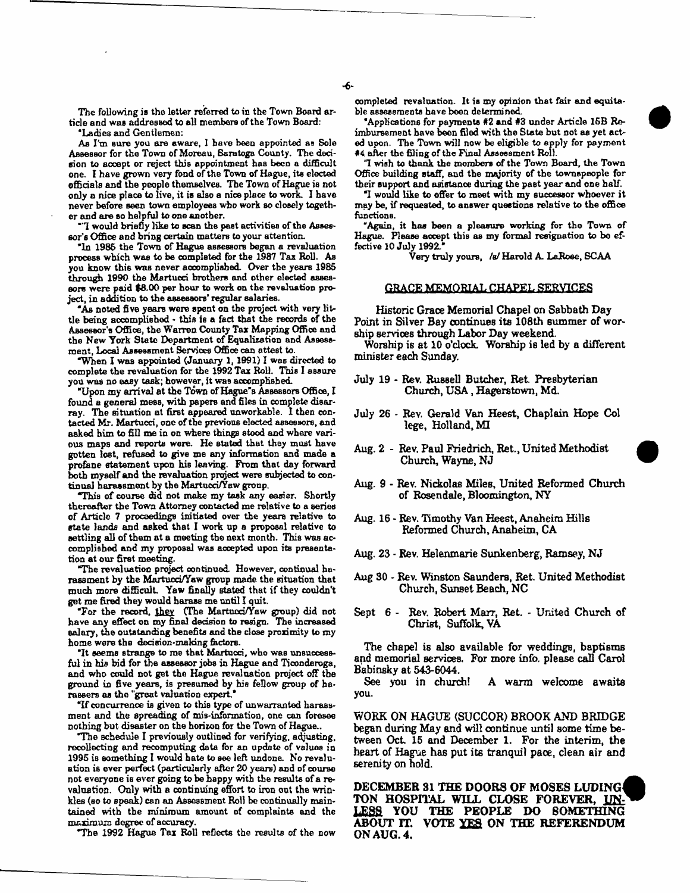The following is the letter referred to in the Town Board article and was addressed to all members of the Town Board:

"Ladies and Gentlemen:

As I'm sure you are aware, I have been appointed as Sole Assessor for the Town of Moreau, Saratoga County. The decision to accept or reject this appointment has been a difficult one. I have grown very fond of the Town of Hague, its elected officials and the people themselves. The Town of Hague is not only a nice place to live, it is also a nice place to work. I have never before seen town employees who work so closely together and are so helpful to one another.

"I would briefly like to scan the past activities of the Assessor's Office and bring certain matters to your attention.

"In 1985 the Town of Hague assessors began a revaluation process which was to be completed for the 1987 Tax Roll. As you know this was never accomplished. Over the years 1985 through 1990 the Martucci brothers and other elected assessors were paid $8.00 per hour to work on the revaluation project, in addition to the assessors' regular salaries.

"As noted five years were spent on the project with very little being accomplished - this is a fact that the records of the Assessor's Office, the Warren County Tax Mapping Office and the New York State Department of Equalization and Assessment, Local Assessment Services Office can attest to.

"When I was appointed (January 1, 1991) I was directed to complete the revaluation for the 1992 Tax Roll. This I assure you was no easy task; however, it was accomplished.

"Upon my arrival at the Town of Hague"s Assessors Office, I found a general mess, with papers and files in complete disarray. The situation at first appeared unworkable. I then contacted Mr. Martucci, one of the previous elected assessors, and asked him to fill me in on where things stood and where various maps and reports were. He stated that they must have gotten lost, refused to give me any information and made a profane statement upon his leaving. From that day forward both myself and the revaluation project were subjected to continual harassment by the Martucci/Yaw group.

"This of course did not make my task any easier. Shortly thereafter the Town Attorney contacted me relative to a series of Article 7 proceedings initiated over the years relative to state lands and asked that I work up a proposal relative to settling all of them at a meeting the next month. This was accomplished and my proposal was accepted upon its presentation at our first meeting.

"The revaluation project continued. However, continual harassment by the Martucci/Yaw group made the situation that much more difficult. Yaw finally stated that if they couldn't get me fired they would harass me until I quit.

"For the record, <u>they</u> (The Martucci/Yaw group) did not have any effect on my final decision to resign. The increased salary, the outstanding benefits and the close proximity to my home were the decision-making factors.

"It seems strange to me that Martucci, who was unsuccessful in his bid for the assessor jobs in Hague and Ticonderoga, and who could not get the Hague revaluation project off the ground in five years, is presumed by his fellow group of harassers as the "great valuation expert."

"If concurrence is given to this type of unwarranted harassment and the spreading of mis-information, one can foresee nothing but disaster on the horizon for the Town of Hague..

"The schedule I previously outlined for verifying, adjusting, recollecting and recomputing data for an update of values in 1995 is something I would hate to see left undone. No revaluation is ever perfect (particularly after 20 years) and of course not everyone is ever going to be happy with the results of a revaluation. Only with a continuing effort to iron out the wrinkles (so to speak) can an Assessment Roll be continually maintained with the minimum amount of complaints and the maximum degree of accuracy.

"The 1992 Hague Tax Roll reflects the results of the now completed revaluation. It is my opinion that fair and equitable assessments have been determined.

"Applications for payments #2 and #3 under Article 15B Reimbursement have been filed with the State but not as yet acted upon. The Town will now be eligible to apply for payment #4 after the filing of the Final Assessment Roll.

"I wish to thank the members of the Town Board, the Town Office building staff, and the majority of the townspeople for their support and asistance during the past year and one half.

"I would like to offer to meet with my successor whoever it may be, if requested, to answer questions relative to the office functions.

"Again, it has been a pleasure working for the Town of Hague. Please accept this as my formal resignation to be effective 10 July 1992."

Very truly yours, /s/ Harold A. LaRose, SCAA

## GRACE MEMORIAL CHAPEL SERVICES

Historic Grace Memorial Chapel on Sabbath Day Point in Silver Bay continues its 108th summer of worship services through Labor Day weekend.

Worship is at 10 o'clock. Worship is led by a different minister each Sunday.

- July 19 - Rev. Russell Butcher, Ret. Presbyterian Church, USA, Hagerstown, Md.
- July 26 - Rev. Gerald Van Heest, Chaplain Hope College, Holland, MI
- Aug. 2 - Rev. Paul Friedrich, Ret., United Methodist Church, Wayne, NJ
- Aug. 9 - Rev. Nickolas Miles, United Reformed Church of Rosendale, Bloomington, NY
- Aug. 16 - Rev. Timothy Van Heest, Anaheim Hills Reformed Church, Anaheim, CA
- Aug. 23 - Rev. Helenmarie Sunkenberg, Ramsey, NJ
- Aug 30 - Rev. Winston Saunders, Ret. United Methodist Church, Sunset Beach, NC
- Sept 6 - Rev. Robert Marr, Ret. - United Church of Christ, Suffolk, VA

The chapel is also available for weddings, baptisms and memorial services. For more info. please call Carol Babinsky at 543-6044.

See you in church! A warm welcome awaits you.

WORK ON HAGUE (SUCCOR) BROOK AND BRIDGE began during May and will continue until some time between Oct. 15 and December 1. For the interim, the heart of Hague has put its tranquil pace, clean air and serenity on hold.

**DECEMBER 31 THE DOORS OF MOSES LUDINGTON HOSPITAL WILL CLOSE FOREVER, <u>UNLESS</u> YOU THE PEOPLE DO SOMETHING ABOUT IT. VOTE <u>YES</u> ON THE REFERENDUM ON AUG. 4.**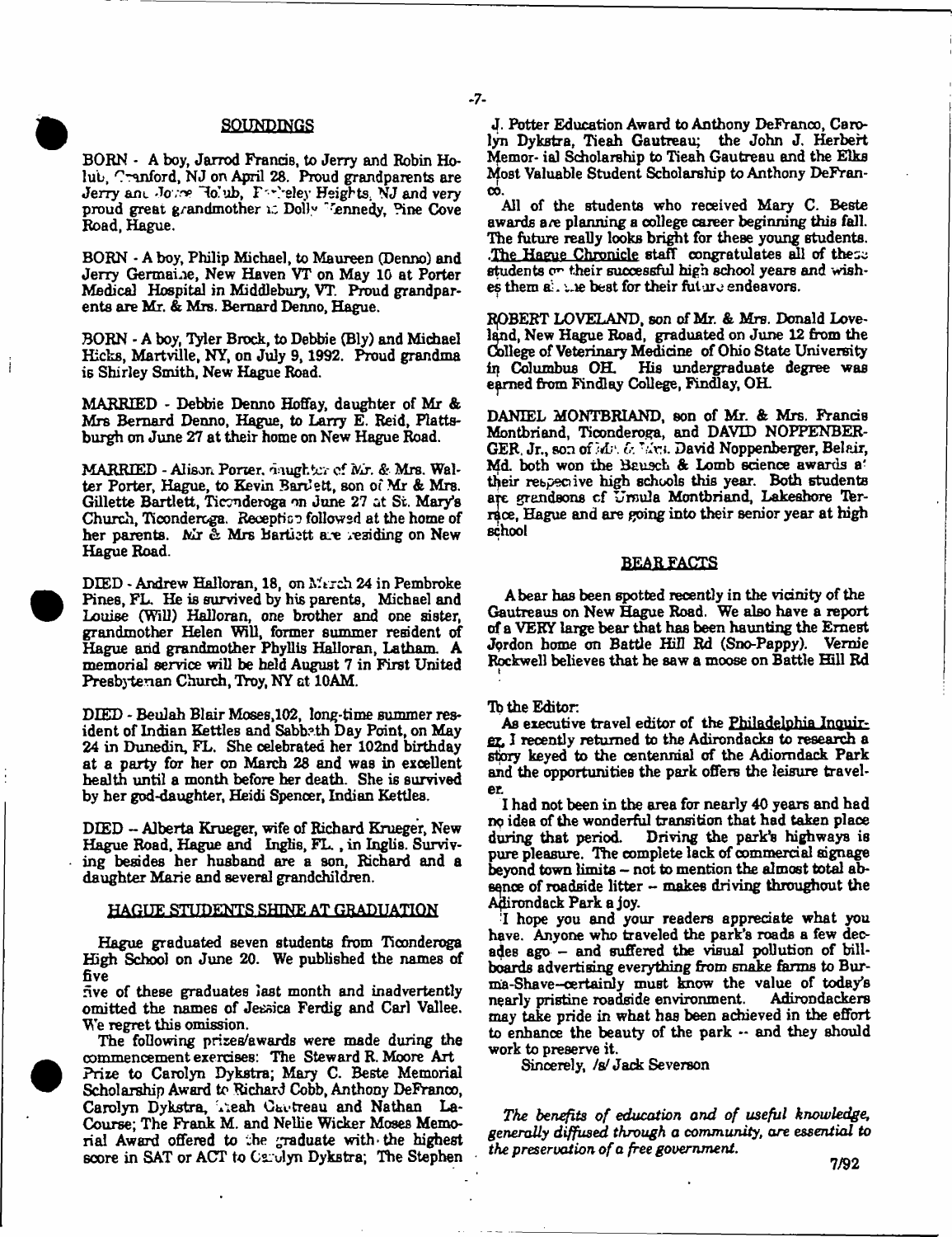## SOUNDINGS

BORN - A boy, Jarrod Francis, to Jerry and Robin Holub, Cranford, NJ on April 28. Proud grandparents are Jerry and Joyce Holub, Berkeley Heights, NJ and very proud great grandmother is Dolly Kennedy, Pine Cove Road, Hague.

BORN - A boy, Philip Michael, to Maureen (Denno) and Jerry Germaine, New Haven VT on May 10 at Porter Medical Hospital in Middlebury, VT. Proud grandparents are Mr. & Mrs. Bernard Denno, Hague.

BORN - A boy, Tyler Brock, to Debbie (Bly) and Michael Hicks, Martville, NY, on July 9, 1992. Proud grandma is Shirley Smith, New Hague Road.

MARRIED - Debbie Denno Hoffay, daughter of Mr & Mrs Bernard Denno, Hague, to Larry E. Reid, Plattsburgh on June 27 at their home on New Hague Road.

MARRIED - Alison Porter, daughter of Mr. & Mrs. Walter Porter, Hague, to Kevin Bartlett, son of Mr & Mrs. Gillette Bartlett, Ticonderoga on June 27 at St. Mary's Church, Ticonderoga. Reception followed at the home of her parents. Mr & Mrs Bartlett are residing on New Hague Road.

DIED - Andrew Halloran, 18, on March 24 in Pembroke Pines, FL. He is survived by his parents, Michael and Louise (Will) Halloran, one brother and one sister, grandmother Helen Will, former summer resident of Hague and grandmother Phyllis Halloran, Latham. A memorial service will be held August 7 in First United Presbyterian Church, Troy, NY at 10AM.

DIED - Beulah Blair Moses,102, long-time summer resident of Indian Kettles and Sabbath Day Point, on May 24 in Dunedin, FL. She celebrated her 102nd birthday at a party for her on March 28 and was in excellent health until a month before her death. She is survived by her god-daughter, Heidi Spencer, Indian Kettles.

DIED -- Alberta Krueger, wife of Richard Krueger, New Hague Road, Hague and Inglis, FL. , in Inglis. Surviving besides her husband are a son, Richard and a daughter Marie and several grandchildren.

## HAGUE STUDENTS SHINE AT GRADUATION

Hague graduated seven students from Ticonderoga High School on June 20. We published the names of five

five of these graduates last month and inadvertently omitted the names of Jessica Ferdig and Carl Vallee. We regret this omission.

The following prizes/awards were made during the commencement exercises: The Steward R. Moore Art Prize to Carolyn Dykstra; Mary C. Beste Memorial Scholarship Award to Richard Cobb, Anthony DeFranco, Carolyn Dykstra, Tieah Gautreau and Nathan LaCourse; The Frank M. and Nellie Wicker Moses Memorial Award offered to the graduate with the highest score in SAT or ACT to Carolyn Dykstra; The Stephen J. Potter Education Award to Anthony DeFranco, Carolyn Dykstra, Tieah Gautreau; the John J. Herbert Memorial Scholarship to Tieah Gautreau and the Elks Most Valuable Student Scholarship to Anthony DeFranco.

All of the students who received Mary C. Beste awards are planning a college career beginning this fall. The future really looks bright for these young students. The Hague Chronicle staff congratulates all of these students on their successful high school years and wishes them all the best for their future endeavors.

ROBERT LOVELAND, son of Mr. & Mrs. Donald Loveland, New Hague Road, graduated on June 12 from the College of Veterinary Medicine of Ohio State University in Columbus OH. His undergraduate degree was earned from Findlay College, Findlay, OH.

DANIEL MONTBRIAND, son of Mr. & Mrs. Francis Montbriand, Ticonderoga, and DAVID NOPPENBERGER, Jr., son of Mr. & Mrs. David Noppenberger, Belair, Md. both won the Bausch & Lomb science awards at their respective high schools this year. Both students are grandsons of Ursula Montbriand, Lakeshore Terrace, Hague and are going into their senior year at high school

## BEAR FACTS

A bear has been spotted recently in the vicinity of the Gautreaus on New Hague Road. We also have a report of a VERY large bear that has been haunting the Ernest Jordon home on Battle Hill Rd (Sno-Pappy). Vernie Rockwell believes that he saw a moose on Battle Hill Rd

To the Editor:

As executive travel editor of the Philadelphia Inquirer, I recently returned to the Adirondacks to research a story keyed to the centennial of the Adiorndack Park and the opportunities the park offers the leisure traveler.

I had not been in the area for nearly 40 years and had no idea of the wonderful transition that had taken place during that period. Driving the park's highways is pure pleasure. The complete lack of commercial signage beyond town limits -- not to mention the almost total absence of roadside litter -- makes driving throughout the Adirondack Park a joy.

I hope you and your readers appreciate what you have. Anyone who traveled the park's roads a few decades ago -- and suffered the visual pollution of billboards advertising everything from snake farms to Burma-Shave--certainly must know the value of today's nearly pristine roadside environment. Adirondackers may take pride in what has been achieved in the effort to enhance the beauty of the park -- and they should work to preserve it.

Sincerely, /s/ Jack Severson

*The benefits of education and of useful knowledge, generally diffused through a community, are essential to the preservation of a free government.*

7/92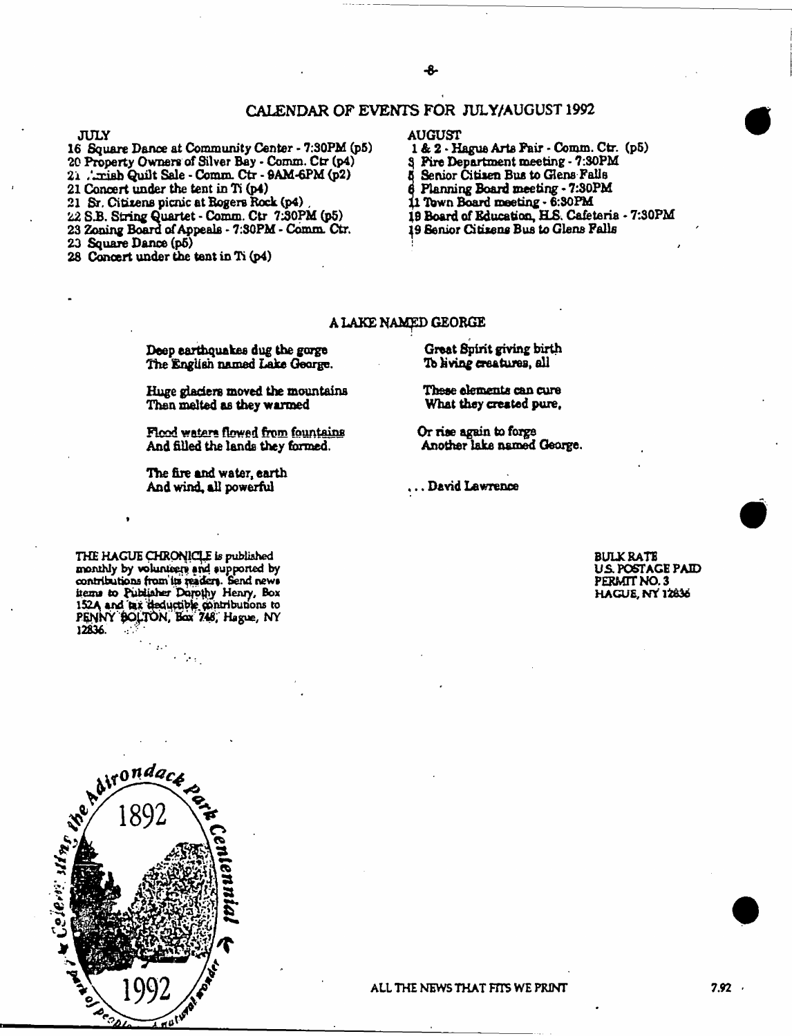## CALENDAR OF EVENTS FOR JULY/AUGUST 1992

**JULY**

16 Square Dance at Community Center - 7:30PM (p5)
20 Property Owners of Silver Bay - Comm. Ctr (p4)
21 Amish Quilt Sale - Comm. Ctr - 9AM-6PM (p2)
21 Concert under the tent in Ti (p4)
21 Sr. Citizens picnic at Rogers Rock (p4)
22 S.B. String Quartet - Comm. Ctr 7:30PM (p5)
23 Zoning Board of Appeals - 7:30PM - Comm. Ctr.
23 Square Dance (p5)
28 Concert under the tent in Ti (p4)

**AUGUST**

1 & 2 - Hague Arts Fair - Comm. Ctr. (p5)
3 Fire Department meeting - 7:30PM
5 Senior Citizen Bus to Glens Falls
6 Planning Board meeting - 7:30PM
11 Town Board meeting - 6:30PM
19 Board of Education, H.S. Cafeteria - 7:30PM
19 Senior Citizens Bus to Glens Falls

## A LAKE NAMED GEORGE

Deep earthquakes dug the gorge
The English named Lake George.

Huge glaciers moved the mountains
Then melted as they warmed

Flood waters flowed from fountains
And filled the lands they formed.

The fire and water, earth
And wind, all powerful

Great Spirit giving birth
To living creatures, all

These elements can cure
What they created pure,

Or rise again to forge
Another lake named George.

. . . David Lawrence

THE HAGUE CHRONICLE is published monthly by volunteers and supported by contributions from its readers. Send news items to Publisher Dorothy Henry, Box 152A and tax deductible contributions to PENNY BOLTON, Box 748, Hague, NY 12836.

BULK RATE
U.S. POSTAGE PAID
PERMIT NO. 3
HAGUE, NY 12836

Celebrating the Adirondack Park Centennial
1892
1992
Land of People, A Natural Wonder

ALL THE NEWS THAT FITS WE PRINT

7.92